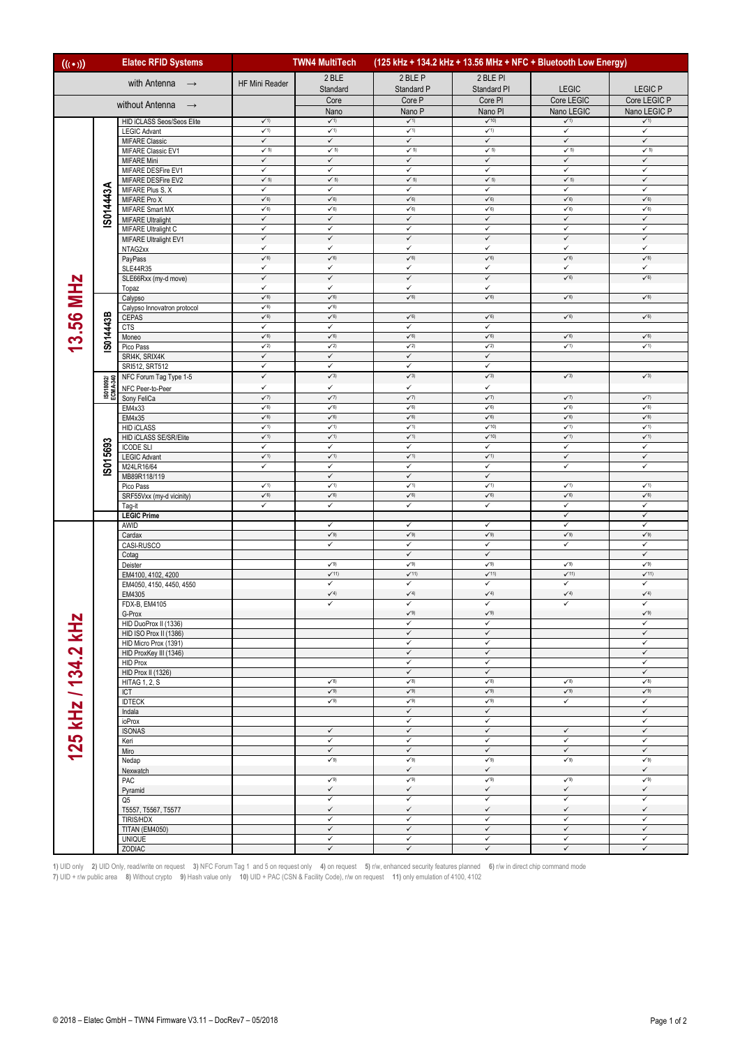| Elatec RFID Systems | | | TWN4 MultiTech (125 kHz + 134.2 kHz + 13.56 MHz + NFC + Bluetooth Low Energy) | | | | | |
|---|---|---|---|---|---|---|---|---|
| with Antenna → | | | HF Mini Reader | 2 BLE Standard | 2 BLE P Standard P | 2 BLE PI Standard PI | LEGIC | LEGIC P |
| without Antenna → | | | | Core | Core P | Core PI | Core LEGIC | Core LEGIC P |
| | | | | Nano | Nano P | Nano PI | Nano LEGIC | Nano LEGIC P |
| 13.56 MHz | ISO14443A | HID iCLASS Seos/Seos Elite | ✓[1] | ✓[1] | ✓[1] | ✓[10] | ✓[1] | ✓[1] |
| | | LEGIC Advant | ✓[1] | ✓[1] | ✓[1] | ✓[1] | ✓ | ✓ |
| | | MIFARE Classic | ✓ | ✓ | ✓ | ✓ | ✓ | ✓ |
| | | MIFARE Classic EV1 | ✓[5] | ✓[5] | ✓[5] | ✓[5] | ✓[5] | ✓[5] |
| | | MIFARE Mini | ✓ | ✓ | ✓ | ✓ | ✓ | ✓ |
| | | MIFARE DESFire EV1 | ✓ | ✓ | ✓ | ✓ | ✓ | ✓ |
| | | MIFARE DESFire EV2 | ✓[5] | ✓[5] | ✓[5] | ✓[5] | ✓[5] | ✓ |
| | | MIFARE Plus S, X | ✓ | ✓ | ✓ | ✓ | ✓ | ✓ |
| | | MIFARE Pro X | ✓[6] | ✓[6] | ✓[6] | ✓[6] | ✓[6] | ✓[6] |
| | | MIFARE Smart MX | ✓[6] | ✓[6] | ✓[6] | ✓[6] | ✓[6] | ✓[6] |
| | | MIFARE Ultralight | ✓ | ✓ | ✓ | ✓ | ✓ | ✓ |
| | | MIFARE Ultralight C | ✓ | ✓ | ✓ | ✓ | ✓ | ✓ |
| | | MIFARE Ultralight EV1 | ✓ | ✓ | ✓ | ✓ | ✓ | ✓ |
| | | NTAG2xx | ✓ | ✓ | ✓ | ✓ | ✓ | ✓ |
| | | PayPass | ✓[6] | ✓[6] | ✓[6] | ✓[6] | ✓[6] | ✓[6] |
| | | SLE44R35 | ✓ | ✓ | ✓ | ✓ | ✓ | ✓ |
| | | SLE66Rxx (my-d move) | ✓ | ✓ | ✓ | ✓ | ✓[6] | ✓[6] |
| | | Topaz | ✓ | ✓ | ✓ | ✓ | | |
| | ISO14443B | Calypso | ✓[6] | ✓[6] | ✓[6] | ✓[6] | ✓[6] | ✓[6] |
| | | Calypso Innovatron protocol | ✓[6] | ✓[6] | | | | |
| | | CEPAS | ✓[6] | ✓[6] | ✓[6] | ✓[6] | ✓[6] | ✓[6] |
| | | CTS | ✓ | ✓ | ✓ | ✓ | | |
| | | Moneo | ✓[6] | ✓[6] | ✓[6] | ✓[6] | ✓[6] | ✓[6] |
| | | Pico Pass | ✓[2] | ✓[2] | ✓[2] | ✓[2] | ✓[1] | ✓[1] |
| | | SRI4K, SRIX4K | ✓ | ✓ | ✓ | ✓ | | |
| | | SRI512, SRT512 | ✓ | ✓ | ✓ | ✓ | | |
| | ISO18092/ ECMA-340 | NFC Forum Tag Type 1-5 | ✓ | ✓[3] | ✓[3] | ✓[3] | ✓[3] | ✓[3] |
| | | NFC Peer-to-Peer | ✓ | ✓ | ✓ | ✓ | | |
| | | Sony FeliCa | ✓[7] | ✓[7] | ✓[7] | ✓[7] | ✓[7] | ✓[7] |
| | ISO15693 | EM4x33 | ✓[6] | ✓[6] | ✓[6] | ✓[6] | ✓[6] | ✓[6] |
| | | EM4x35 | ✓[6] | ✓[6] | ✓[6] | ✓[6] | ✓[6] | ✓[6] |
| | | HID iCLASS | ✓[1] | ✓[1] | ✓[1] | ✓[10] | ✓[1] | ✓[1] |
| | | HID iCLASS SE/SR/Elite | ✓[1] | ✓[1] | ✓[1] | ✓[10] | ✓[1] | ✓[1] |
| | | ICODE SLI | ✓ | ✓ | ✓ | ✓ | ✓ | ✓ |
| | | LEGIC Advant | ✓[1] | ✓[1] | ✓[1] | ✓[1] | ✓ | ✓ |
| | | M24LR16/64 | ✓ | ✓ | ✓ | ✓ | ✓ | ✓ |
| | | MB89R118/119 | | ✓ | ✓ | ✓ | | |
| | | Pico Pass | ✓[1] | ✓[1] | ✓[1] | ✓[1] | ✓[1] | ✓[1] |
| | | SRF55Vxx (my-d vicinity) | ✓[6] | ✓[6] | ✓[6] | ✓[6] | ✓[6] | ✓[6] |
| | | Tag-it | ✓ | ✓ | ✓ | ✓ | ✓ | ✓ |
| | | **LEGIC Prime** | | | | | ✓ | ✓ |
| 125 kHz / 134.2 kHz | | AWID | | ✓ | ✓ | ✓ | ✓ | ✓ |
| | | Cardax | | ✓[9] | ✓[9] | ✓[9] | ✓[9] | ✓[9] |
| | | CASI-RUSCO | | ✓ | ✓ | ✓ | ✓ | ✓ |
| | | Cotag | | | ✓ | ✓ | | ✓ |
| | | Deister | | ✓[9] | ✓[9] | ✓[9] | ✓[9] | ✓[9] |
| | | EM4100, 4102, 4200 | | ✓[11] | ✓[11] | ✓[11] | ✓[11] | ✓[11] |
| | | EM4050, 4150, 4450, 4550 | | ✓ | ✓ | ✓ | ✓ | ✓ |
| | | EM4305 | | ✓[4] | ✓[4] | ✓[4] | ✓[4] | ✓[4] |
| | | FDX-B, EM4105 | | ✓ | ✓ | ✓ | ✓ | ✓ |
| | | G-Prox | | | ✓[9] | ✓[9] | | ✓[9] |
| | | HID DuoProx II (1336) | | | ✓ | ✓ | | ✓ |
| | | HID ISO Prox II (1386) | | | ✓ | ✓ | | ✓ |
| | | HID Micro Prox (1391) | | | ✓ | ✓ | | ✓ |
| | | HID ProxKey III (1346) | | | ✓ | ✓ | | ✓ |
| | | HID Prox | | | ✓ | ✓ | | ✓ |
| | | HID Prox II (1326) | | | ✓ | ✓ | | ✓ |
| | | HITAG 1, 2, S | | ✓[8] | ✓[8] | ✓[8] | ✓[8] | ✓[8] |
| | | ICT | | ✓[9] | ✓[9] | ✓[9] | ✓[9] | ✓[9] |
| | | IDTECK | | ✓[9] | ✓[9] | ✓[9] | ✓ | ✓ |
| | | Indala | | | ✓ | ✓ | | ✓ |
| | | ioProx | | | ✓ | ✓ | | ✓ |
| | | ISONAS | | ✓ | ✓ | ✓ | ✓ | ✓ |
| | | Keri | | ✓ | ✓ | ✓ | ✓ | ✓ |
| | | Miro | | ✓ | ✓ | ✓ | ✓ | ✓ |
| | | Nedap | | ✓[9] | ✓[9] | ✓[9] | ✓[9] | ✓[9] |
| | | Nexwatch | | | ✓ | ✓ | | ✓ |
| | | PAC | | ✓[9] | ✓[9] | ✓[9] | ✓[9] | ✓[9] |
| | | Pyramid | | ✓ | ✓ | ✓ | ✓ | ✓ |
| | | Q5 | | ✓ | ✓ | ✓ | ✓ | ✓ |
| | | T5557, T5567, T5577 | | ✓ | ✓ | ✓ | ✓ | ✓ |
| | | TIRIS/HDX | | ✓ | ✓ | ✓ | ✓ | ✓ |
| | | TITAN (EM4050) | | ✓ | ✓ | ✓ | ✓ | ✓ |
| | | UNIQUE | | ✓ | ✓ | ✓ | ✓ | ✓ |
| | | ZODIAC | | ✓ | ✓ | ✓ | ✓ | ✓ |

**1)** UID only **2)** UID Only, read/write on request **3)** NFC Forum Tag 1 and 5 on request only **4)** on request **5)** r/w, enhanced security features planned **6)** r/w in direct chip command mode
**7)** UID + r/w public area **8)** Without crypto **9)** Hash value only **10)** UID + PAC (CSN & Facility Code), r/w on request **11)** only emulation of 4100, 4102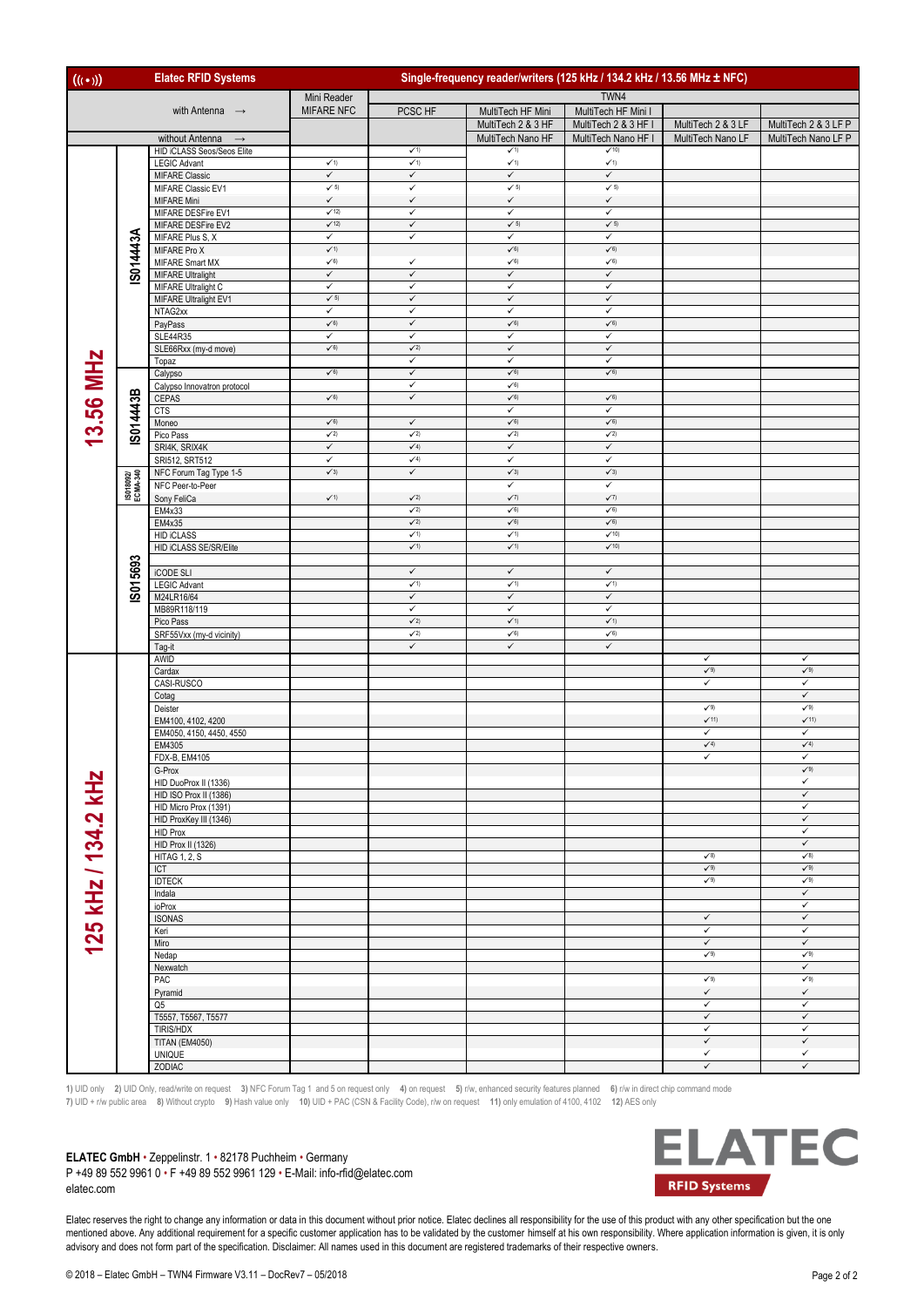| Elatec RFID Systems | | | Single-frequency reader/writers (125 kHz / 134.2 kHz / 13.56 MHz ± NFC) | | | | | |
|---|---|---|---|---|---|---|---|---|
| | | | Mini Reader | TWN4 | | | | |
| with Antenna → | | | MIFARE NFC | PCSC HF | MultiTech HF Mini | MultiTech HF Mini I | | |
| | | | | | MultiTech 2 & 3 HF | MultiTech 2 & 3 HF I | MultiTech 2 & 3 LF | MultiTech 2 & 3 LF P |
| without Antenna → | | | | | MultiTech Nano HF | MultiTech Nano HF I | MultiTech Nano LF | MultiTech Nano LF P |
| 13.56 MHz | ISO14443A | HID iCLASS Seos/Seos Elite | | ✓1) | ✓1) | ✓10) | | |
| | | LEGIC Advant | ✓1) | ✓1) | ✓1) | ✓1) | | |
| | | MIFARE Classic | ✓ | ✓ | ✓ | ✓ | | |
| | | MIFARE Classic EV1 | ✓5) | ✓ | ✓5) | ✓5) | | |
| | | MIFARE Mini | ✓ | ✓ | ✓ | ✓ | | |
| | | MIFARE DESFire EV1 | ✓12) | ✓ | ✓ | ✓ | | |
| | | MIFARE DESFire EV2 | ✓12) | ✓ | ✓5) | ✓5) | | |
| | | MIFARE Plus S, X | ✓ | ✓ | ✓ | ✓ | | |
| | | MIFARE Pro X | ✓1) | | ✓6) | ✓6) | | |
| | | MIFARE Smart MX | ✓6) | ✓ | ✓6) | ✓6) | | |
| | | MIFARE Ultralight | ✓ | ✓ | ✓ | ✓ | | |
| | | MIFARE Ultralight C | ✓ | ✓ | ✓ | ✓ | | |
| | | MIFARE Ultralight EV1 | ✓5) | ✓ | ✓ | ✓ | | |
| | | NTAG2xx | ✓ | ✓ | ✓ | ✓ | | |
| | | PayPass | ✓6) | ✓ | ✓6) | ✓6) | | |
| | | SLE44R35 | ✓ | ✓ | ✓ | ✓ | | |
| | | SLE66Rxx (my-d move) | ✓6) | ✓2) | ✓ | ✓ | | |
| | | Topaz | | ✓ | ✓ | ✓ | | |
| | ISO14443B | Calypso | ✓6) | ✓ | ✓6) | ✓6) | | |
| | | Calypso Innovatron protocol | | ✓ | ✓6) | | | |
| | | CEPAS | ✓6) | ✓ | ✓6) | ✓6) | | |
| | | CTS | | | ✓ | ✓ | | |
| | | Moneo | ✓6) | ✓ | ✓6) | ✓6) | | |
| | | Pico Pass | ✓2) | ✓2) | ✓2) | ✓2) | | |
| | | SRI4K, SRIX4K | ✓ | ✓4) | ✓ | ✓ | | |
| | | SRI512, SRT512 | ✓ | ✓4) | ✓ | ✓ | | |
| | ISO18092/ ECMA-340 | NFC Forum Tag Type 1-5 | ✓3) | ✓ | ✓3) | ✓3) | | |
| | | NFC Peer-to-Peer | | | ✓ | ✓ | | |
| | | Sony FeliCa | ✓1) | ✓2) | ✓7) | ✓7) | | |
| | ISO15693 | EM4x33 | | ✓2) | ✓6) | ✓6) | | |
| | | EM4x35 | | ✓2) | ✓6) | ✓6) | | |
| | | HID iCLASS | | ✓1) | ✓1) | ✓10) | | |
| | | HID iCLASS SE/SR/Elite | | ✓1) | ✓1) | ✓10) | | |
| | | | | | | | | |
| | | iCODE SLI | | ✓ | ✓ | ✓ | | |
| | | LEGIC Advant | | ✓1) | ✓1) | ✓1) | | |
| | | M24LR16/64 | | ✓ | ✓ | ✓ | | |
| | | MB89R118/119 | | ✓ | ✓ | ✓ | | |
| | | Pico Pass | | ✓2) | ✓1) | ✓1) | | |
| | | SRF55Vxx (my-d vicinity) | | ✓2) | ✓6) | ✓6) | | |
| | | Tag-it | | ✓ | ✓ | ✓ | | |
| 125 kHz / 134.2 kHz | | AWID | | | | | ✓ | ✓ |
| | | Cardax | | | | | ✓9) | ✓9) |
| | | CASI-RUSCO | | | | | ✓ | ✓ |
| | | Cotag | | | | | | ✓ |
| | | Deister | | | | | ✓9) | ✓9) |
| | | EM4100, 4102, 4200 | | | | | ✓11) | ✓11) |
| | | EM4050, 4150, 4450, 4550 | | | | | ✓ | ✓ |
| | | EM4305 | | | | | ✓4) | ✓4) |
| | | FDX-B, EM4105 | | | | | ✓ | ✓ |
| | | G-Prox | | | | | | ✓9) |
| | | HID DuoProx II (1336) | | | | | | ✓ |
| | | HID ISO Prox II (1386) | | | | | | ✓ |
| | | HID Micro Prox (1391) | | | | | | ✓ |
| | | HID ProxKey III (1346) | | | | | | ✓ |
| | | HID Prox | | | | | | ✓ |
| | | HID Prox II (1326) | | | | | | ✓ |
| | | HITAG 1, 2, S | | | | | ✓8) | ✓8) |
| | | ICT | | | | | ✓9) | ✓9) |
| | | IDTECK | | | | | ✓9) | ✓9) |
| | | Indala | | | | | | ✓ |
| | | ioProx | | | | | | ✓ |
| | | ISONAS | | | | | ✓ | ✓ |
| | | Keri | | | | | ✓ | ✓ |
| | | Miro | | | | | ✓ | ✓ |
| | | Nedap | | | | | ✓9) | ✓9) |
| | | Nexwatch | | | | | | ✓ |
| | | PAC | | | | | ✓9) | ✓9) |
| | | Pyramid | | | | | ✓ | ✓ |
| | | Q5 | | | | | ✓ | ✓ |
| | | T5557, T5567, T5577 | | | | | ✓ | ✓ |
| | | TIRIS/HDX | | | | | ✓ | ✓ |
| | | TITAN (EM4050) | | | | | ✓ | ✓ |
| | | UNIQUE | | | | | ✓ | ✓ |
| | | ZODIAC | | | | | ✓ | ✓ |

**1)** UID only **2)** UID Only, read/write on request **3)** NFC Forum Tag 1 and 5 on request only **4)** on request **5)** r/w, enhanced security features planned **6)** r/w in direct chip command mode
**7)** UID + r/w public area **8)** Without crypto **9)** Hash value only **10)** UID + PAC (CSN & Facility Code), r/w on request **11)** only emulation of 4100, 4102 **12)** AES only

**ELATEC GmbH** • Zeppelinstr. 1 • 82178 Puchheim • Germany
P +49 89 552 9961 0 • F +49 89 552 9961 129 • E-Mail: info-rfid@elatec.com
elatec.com

ELATEC
RFID Systems

Elatec reserves the right to change any information or data in this document without prior notice. Elatec declines all responsibility for the use of this product with any other specification but the one mentioned above. Any additional requirement for a specific customer application has to be validated by the customer himself at his own responsibility. Where application information is given, it is only advisory and does not form part of the specification. Disclaimer: All names used in this document are registered trademarks of their respective owners.

© 2018 – Elatec GmbH – TWN4 Firmware V3.11 – DocRev7 – 05/2018